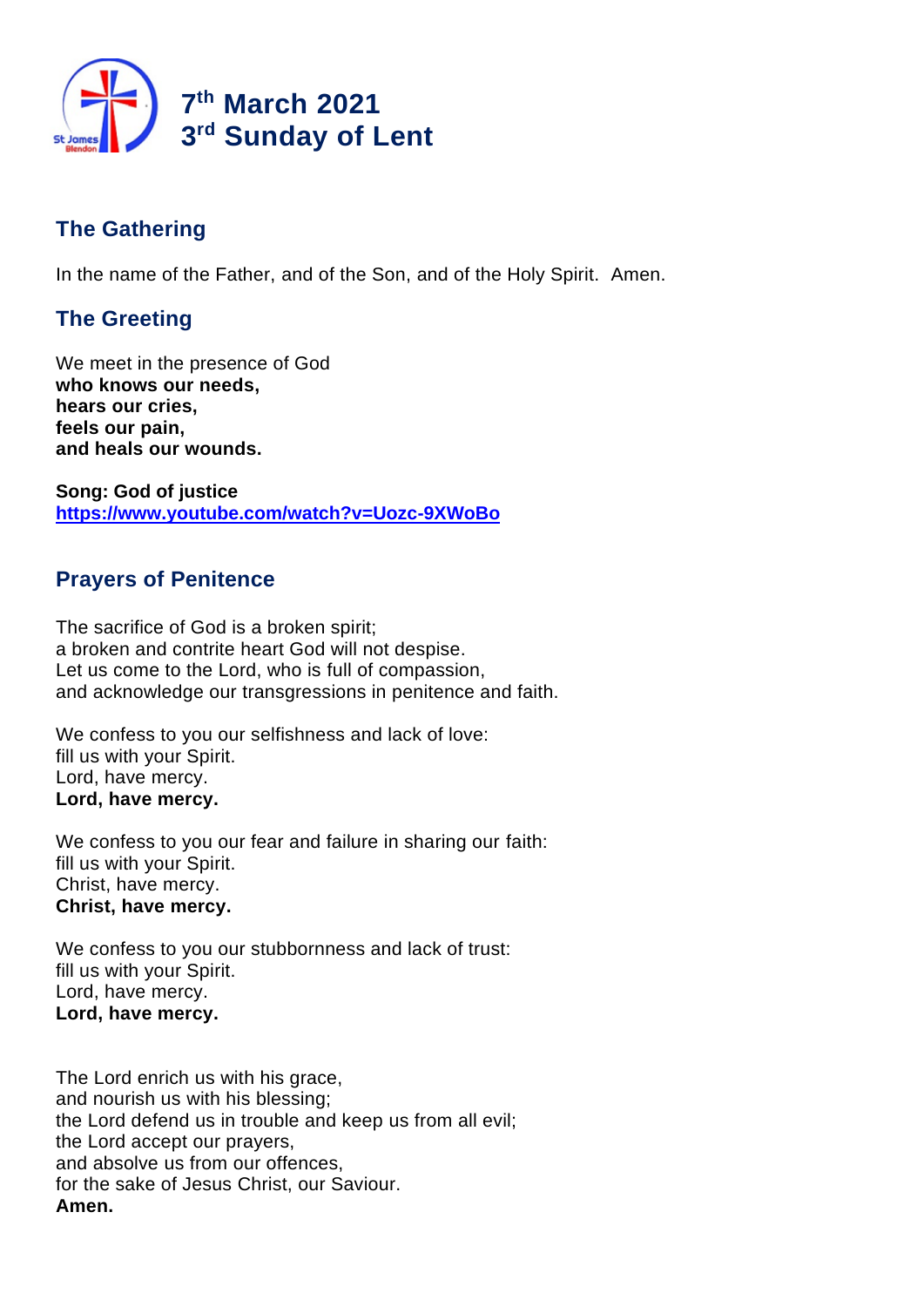# 7th March 2021
# 3rd Sunday of Lent

## The Gathering

In the name of the Father, and of the Son, and of the Holy Spirit. Amen.

## The Greeting

We meet in the presence of God
**who knows our needs,**
**hears our cries,**
**feels our pain,**
**and heals our wounds.**

**Song: God of justice**
**https://www.youtube.com/watch?v=Uozc-9XWoBo**

## Prayers of Penitence

The sacrifice of God is a broken spirit;
a broken and contrite heart God will not despise.
Let us come to the Lord, who is full of compassion,
and acknowledge our transgressions in penitence and faith.

We confess to you our selfishness and lack of love:
fill us with your Spirit.
Lord, have mercy.
**Lord, have mercy.**

We confess to you our fear and failure in sharing our faith:
fill us with your Spirit.
Christ, have mercy.
**Christ, have mercy.**

We confess to you our stubbornness and lack of trust:
fill us with your Spirit.
Lord, have mercy.
**Lord, have mercy.**

The Lord enrich us with his grace,
and nourish us with his blessing;
the Lord defend us in trouble and keep us from all evil;
the Lord accept our prayers,
and absolve us from our offences,
for the sake of Jesus Christ, our Saviour.
**Amen.**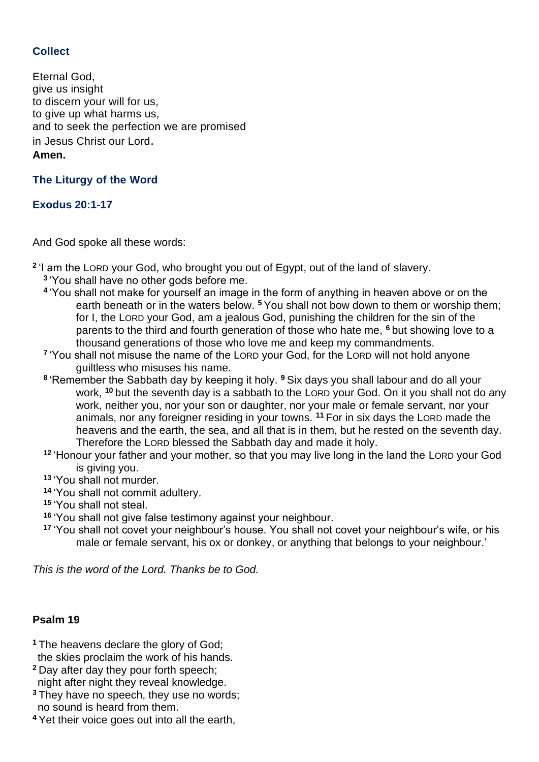### Collect

Eternal God,
give us insight
to discern your will for us,
to give up what harms us,
and to seek the perfection we are promised
in Jesus Christ our Lord.
**Amen.**

### The Liturgy of the Word

### Exodus 20:1-17

And God spoke all these words:

[2] 'I am the LORD your God, who brought you out of Egypt, out of the land of slavery.
[3] 'You shall have no other gods before me.
[4] 'You shall not make for yourself an image in the form of anything in heaven above or on the earth beneath or in the waters below. [5] You shall not bow down to them or worship them; for I, the LORD your God, am a jealous God, punishing the children for the sin of the parents to the third and fourth generation of those who hate me, [6] but showing love to a thousand generations of those who love me and keep my commandments.
[7] 'You shall not misuse the name of the LORD your God, for the LORD will not hold anyone guiltless who misuses his name.
[8] 'Remember the Sabbath day by keeping it holy. [9] Six days you shall labour and do all your work, [10] but the seventh day is a sabbath to the LORD your God. On it you shall not do any work, neither you, nor your son or daughter, nor your male or female servant, nor your animals, nor any foreigner residing in your towns. [11] For in six days the LORD made the heavens and the earth, the sea, and all that is in them, but he rested on the seventh day. Therefore the LORD blessed the Sabbath day and made it holy.
[12] 'Honour your father and your mother, so that you may live long in the land the LORD your God is giving you.
[13] 'You shall not murder.
[14] 'You shall not commit adultery.
[15] 'You shall not steal.
[16] 'You shall not give false testimony against your neighbour.
[17] 'You shall not covet your neighbour's house. You shall not covet your neighbour's wife, or his male or female servant, his ox or donkey, or anything that belongs to your neighbour.'

*This is the word of the Lord. Thanks be to God.*

**Psalm 19**

[1] The heavens declare the glory of God;
the skies proclaim the work of his hands.
[2] Day after day they pour forth speech;
night after night they reveal knowledge.
[3] They have no speech, they use no words;
no sound is heard from them.
[4] Yet their voice goes out into all the earth,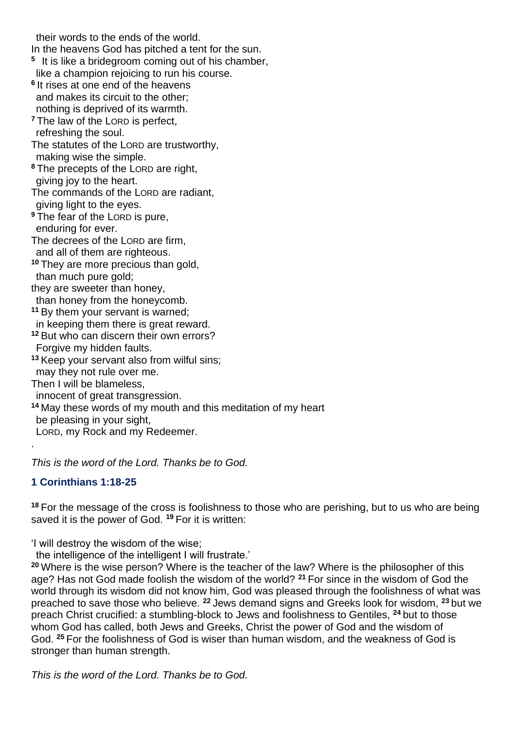their words to the ends of the world.
In the heavens God has pitched a tent for the sun.
[5] It is like a bridegroom coming out of his chamber,
like a champion rejoicing to run his course.
[6] It rises at one end of the heavens
and makes its circuit to the other;
nothing is deprived of its warmth.
[7] The law of the LORD is perfect,
refreshing the soul.
The statutes of the LORD are trustworthy,
making wise the simple.
[8] The precepts of the LORD are right,
giving joy to the heart.
The commands of the LORD are radiant,
giving light to the eyes.
[9] The fear of the LORD is pure,
enduring for ever.
The decrees of the LORD are firm,
and all of them are righteous.
[10] They are more precious than gold,
than much pure gold;
they are sweeter than honey,
than honey from the honeycomb.
[11] By them your servant is warned;
in keeping them there is great reward.
[12] But who can discern their own errors?
Forgive my hidden faults.
[13] Keep your servant also from wilful sins;
may they not rule over me.
Then I will be blameless,
innocent of great transgression.
[14] May these words of my mouth and this meditation of my heart
be pleasing in your sight,
LORD, my Rock and my Redeemer.

*This is the word of the Lord. Thanks be to God.*

### 1 Corinthians 1:18-25

[18] For the message of the cross is foolishness to those who are perishing, but to us who are being saved it is the power of God. [19] For it is written:

'I will destroy the wisdom of the wise;
the intelligence of the intelligent I will frustrate.'

[20] Where is the wise person? Where is the teacher of the law? Where is the philosopher of this age? Has not God made foolish the wisdom of the world? [21] For since in the wisdom of God the world through its wisdom did not know him, God was pleased through the foolishness of what was preached to save those who believe. [22] Jews demand signs and Greeks look for wisdom, [23] but we preach Christ crucified: a stumbling-block to Jews and foolishness to Gentiles, [24] but to those whom God has called, both Jews and Greeks, Christ the power of God and the wisdom of God. [25] For the foolishness of God is wiser than human wisdom, and the weakness of God is stronger than human strength.

*This is the word of the Lord. Thanks be to God.*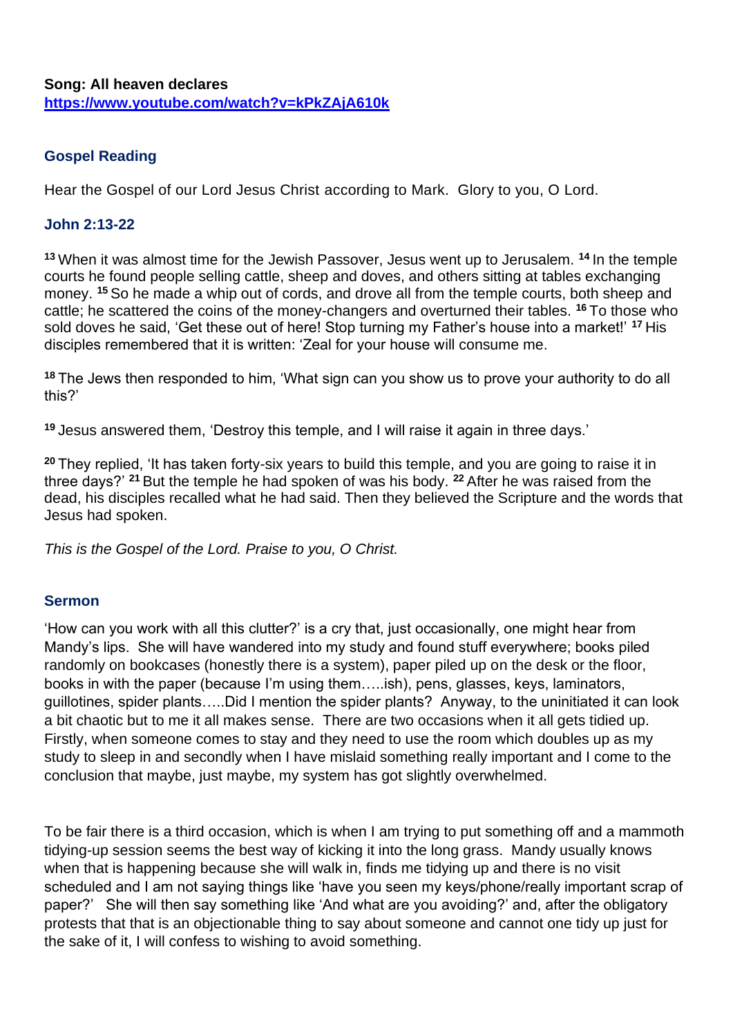**Song: All heaven declares**
**https://www.youtube.com/watch?v=kPkZAjA610k**

### Gospel Reading

Hear the Gospel of our Lord Jesus Christ according to Mark. Glory to you, O Lord.

### John 2:13-22

**13** When it was almost time for the Jewish Passover, Jesus went up to Jerusalem. **14** In the temple courts he found people selling cattle, sheep and doves, and others sitting at tables exchanging money. **15** So he made a whip out of cords, and drove all from the temple courts, both sheep and cattle; he scattered the coins of the money-changers and overturned their tables. **16** To those who sold doves he said, 'Get these out of here! Stop turning my Father's house into a market!' **17** His disciples remembered that it is written: 'Zeal for your house will consume me.

**18** The Jews then responded to him, 'What sign can you show us to prove your authority to do all this?'

**19** Jesus answered them, 'Destroy this temple, and I will raise it again in three days.'

**20** They replied, 'It has taken forty-six years to build this temple, and you are going to raise it in three days?' **21** But the temple he had spoken of was his body. **22** After he was raised from the dead, his disciples recalled what he had said. Then they believed the Scripture and the words that Jesus had spoken.

*This is the Gospel of the Lord. Praise to you, O Christ.*

### Sermon

'How can you work with all this clutter?' is a cry that, just occasionally, one might hear from Mandy's lips. She will have wandered into my study and found stuff everywhere; books piled randomly on bookcases (honestly there is a system), paper piled up on the desk or the floor, books in with the paper (because I'm using them…..ish), pens, glasses, keys, laminators, guillotines, spider plants…..Did I mention the spider plants? Anyway, to the uninitiated it can look a bit chaotic but to me it all makes sense. There are two occasions when it all gets tidied up. Firstly, when someone comes to stay and they need to use the room which doubles up as my study to sleep in and secondly when I have mislaid something really important and I come to the conclusion that maybe, just maybe, my system has got slightly overwhelmed.

To be fair there is a third occasion, which is when I am trying to put something off and a mammoth tidying-up session seems the best way of kicking it into the long grass. Mandy usually knows when that is happening because she will walk in, finds me tidying up and there is no visit scheduled and I am not saying things like 'have you seen my keys/phone/really important scrap of paper?' She will then say something like 'And what are you avoiding?' and, after the obligatory protests that that is an objectionable thing to say about someone and cannot one tidy up just for the sake of it, I will confess to wishing to avoid something.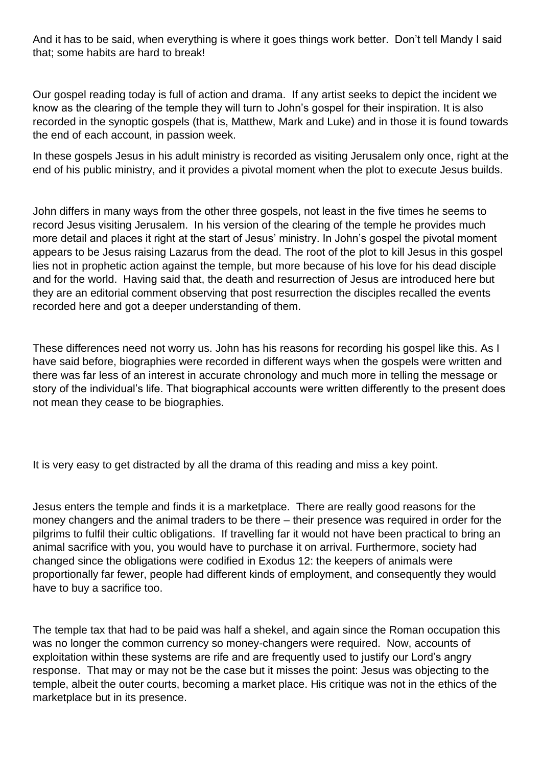And it has to be said, when everything is where it goes things work better. Don't tell Mandy I said that; some habits are hard to break!

Our gospel reading today is full of action and drama. If any artist seeks to depict the incident we know as the clearing of the temple they will turn to John's gospel for their inspiration. It is also recorded in the synoptic gospels (that is, Matthew, Mark and Luke) and in those it is found towards the end of each account, in passion week.

In these gospels Jesus in his adult ministry is recorded as visiting Jerusalem only once, right at the end of his public ministry, and it provides a pivotal moment when the plot to execute Jesus builds.

John differs in many ways from the other three gospels, not least in the five times he seems to record Jesus visiting Jerusalem. In his version of the clearing of the temple he provides much more detail and places it right at the start of Jesus' ministry. In John's gospel the pivotal moment appears to be Jesus raising Lazarus from the dead. The root of the plot to kill Jesus in this gospel lies not in prophetic action against the temple, but more because of his love for his dead disciple and for the world. Having said that, the death and resurrection of Jesus are introduced here but they are an editorial comment observing that post resurrection the disciples recalled the events recorded here and got a deeper understanding of them.

These differences need not worry us. John has his reasons for recording his gospel like this. As I have said before, biographies were recorded in different ways when the gospels were written and there was far less of an interest in accurate chronology and much more in telling the message or story of the individual's life. That biographical accounts were written differently to the present does not mean they cease to be biographies.

It is very easy to get distracted by all the drama of this reading and miss a key point.

Jesus enters the temple and finds it is a marketplace. There are really good reasons for the money changers and the animal traders to be there – their presence was required in order for the pilgrims to fulfil their cultic obligations. If travelling far it would not have been practical to bring an animal sacrifice with you, you would have to purchase it on arrival. Furthermore, society had changed since the obligations were codified in Exodus 12: the keepers of animals were proportionally far fewer, people had different kinds of employment, and consequently they would have to buy a sacrifice too.

The temple tax that had to be paid was half a shekel, and again since the Roman occupation this was no longer the common currency so money-changers were required. Now, accounts of exploitation within these systems are rife and are frequently used to justify our Lord's angry response. That may or may not be the case but it misses the point: Jesus was objecting to the temple, albeit the outer courts, becoming a market place. His critique was not in the ethics of the marketplace but in its presence.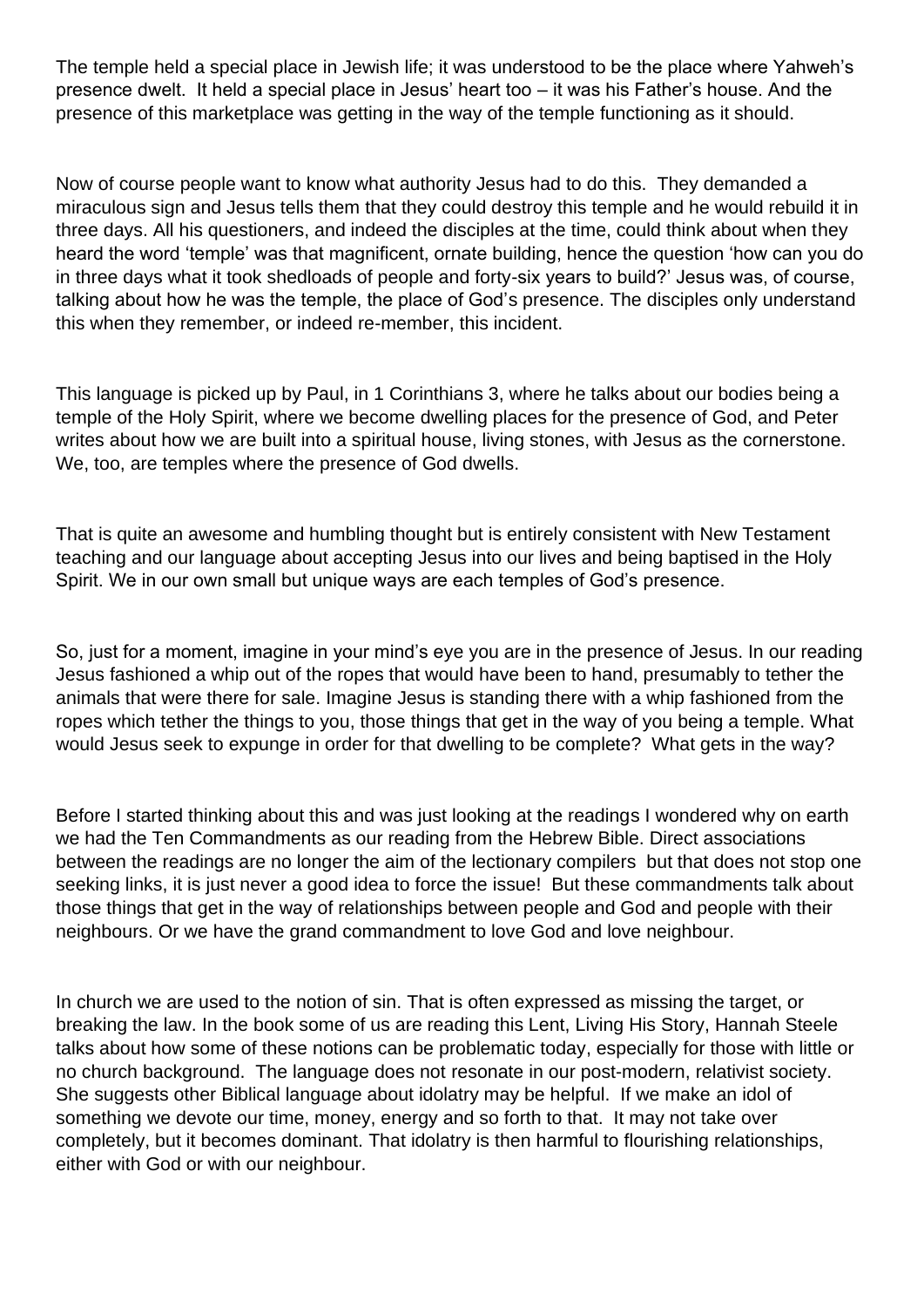The temple held a special place in Jewish life; it was understood to be the place where Yahweh's presence dwelt. It held a special place in Jesus' heart too – it was his Father's house. And the presence of this marketplace was getting in the way of the temple functioning as it should.

Now of course people want to know what authority Jesus had to do this. They demanded a miraculous sign and Jesus tells them that they could destroy this temple and he would rebuild it in three days. All his questioners, and indeed the disciples at the time, could think about when they heard the word 'temple' was that magnificent, ornate building, hence the question 'how can you do in three days what it took shedloads of people and forty-six years to build?' Jesus was, of course, talking about how he was the temple, the place of God's presence. The disciples only understand this when they remember, or indeed re-member, this incident.

This language is picked up by Paul, in 1 Corinthians 3, where he talks about our bodies being a temple of the Holy Spirit, where we become dwelling places for the presence of God, and Peter writes about how we are built into a spiritual house, living stones, with Jesus as the cornerstone. We, too, are temples where the presence of God dwells.

That is quite an awesome and humbling thought but is entirely consistent with New Testament teaching and our language about accepting Jesus into our lives and being baptised in the Holy Spirit. We in our own small but unique ways are each temples of God's presence.

So, just for a moment, imagine in your mind's eye you are in the presence of Jesus. In our reading Jesus fashioned a whip out of the ropes that would have been to hand, presumably to tether the animals that were there for sale. Imagine Jesus is standing there with a whip fashioned from the ropes which tether the things to you, those things that get in the way of you being a temple. What would Jesus seek to expunge in order for that dwelling to be complete? What gets in the way?

Before I started thinking about this and was just looking at the readings I wondered why on earth we had the Ten Commandments as our reading from the Hebrew Bible. Direct associations between the readings are no longer the aim of the lectionary compilers but that does not stop one seeking links, it is just never a good idea to force the issue! But these commandments talk about those things that get in the way of relationships between people and God and people with their neighbours. Or we have the grand commandment to love God and love neighbour.

In church we are used to the notion of sin. That is often expressed as missing the target, or breaking the law. In the book some of us are reading this Lent, Living His Story, Hannah Steele talks about how some of these notions can be problematic today, especially for those with little or no church background. The language does not resonate in our post-modern, relativist society. She suggests other Biblical language about idolatry may be helpful. If we make an idol of something we devote our time, money, energy and so forth to that. It may not take over completely, but it becomes dominant. That idolatry is then harmful to flourishing relationships, either with God or with our neighbour.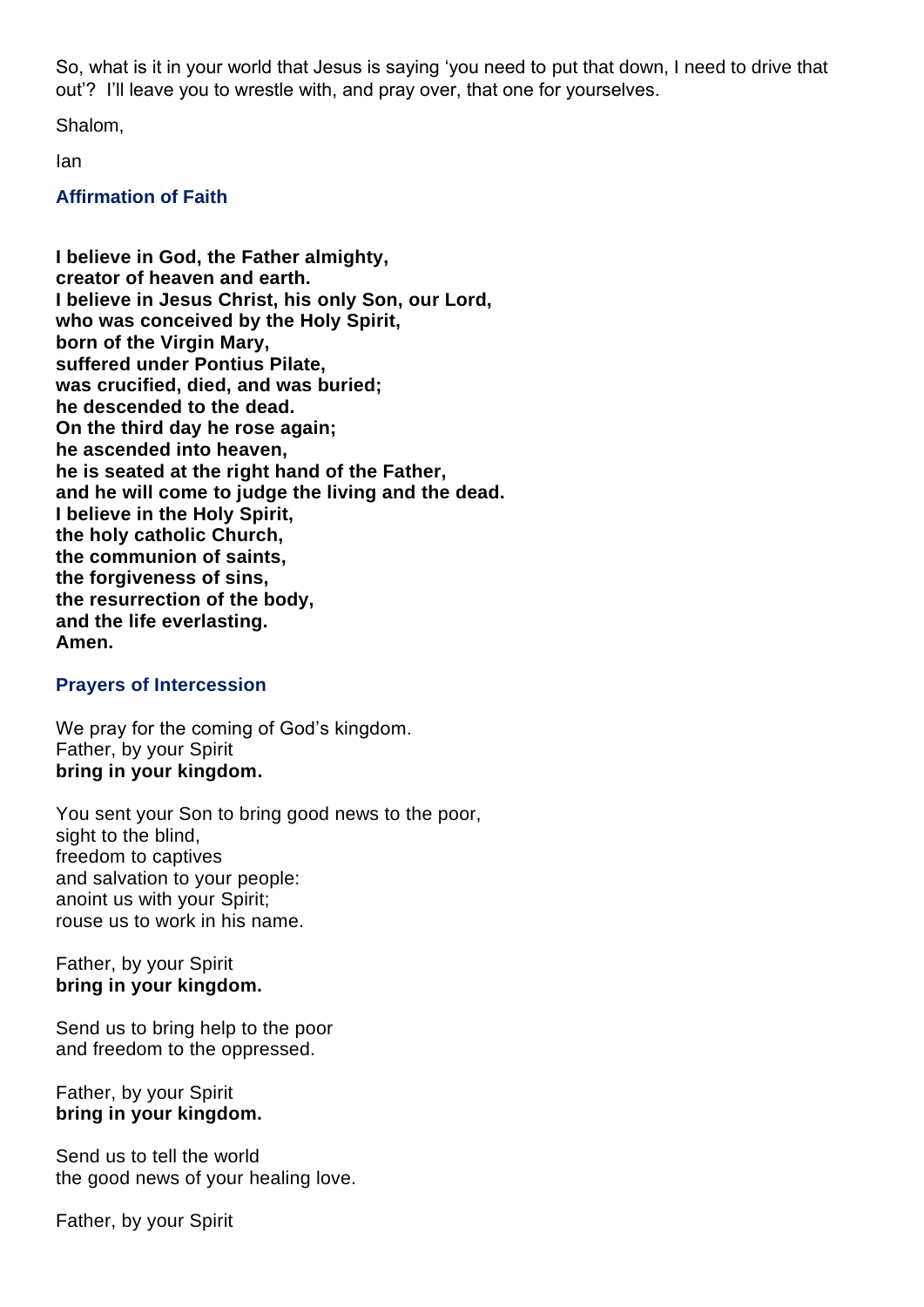So, what is it in your world that Jesus is saying 'you need to put that down, I need to drive that out'? I'll leave you to wrestle with, and pray over, that one for yourselves.

Shalom,

Ian

## Affirmation of Faith

**I believe in God, the Father almighty,**
**creator of heaven and earth.**
**I believe in Jesus Christ, his only Son, our Lord,**
**who was conceived by the Holy Spirit,**
**born of the Virgin Mary,**
**suffered under Pontius Pilate,**
**was crucified, died, and was buried;**
**he descended to the dead.**
**On the third day he rose again;**
**he ascended into heaven,**
**he is seated at the right hand of the Father,**
**and he will come to judge the living and the dead.**
**I believe in the Holy Spirit,**
**the holy catholic Church,**
**the communion of saints,**
**the forgiveness of sins,**
**the resurrection of the body,**
**and the life everlasting.**
**Amen.**

## Prayers of Intercession

We pray for the coming of God's kingdom.
Father, by your Spirit
**bring in your kingdom.**

You sent your Son to bring good news to the poor,
sight to the blind,
freedom to captives
and salvation to your people:
anoint us with your Spirit;
rouse us to work in his name.

Father, by your Spirit
**bring in your kingdom.**

Send us to bring help to the poor
and freedom to the oppressed.

Father, by your Spirit
**bring in your kingdom.**

Send us to tell the world
the good news of your healing love.

Father, by your Spirit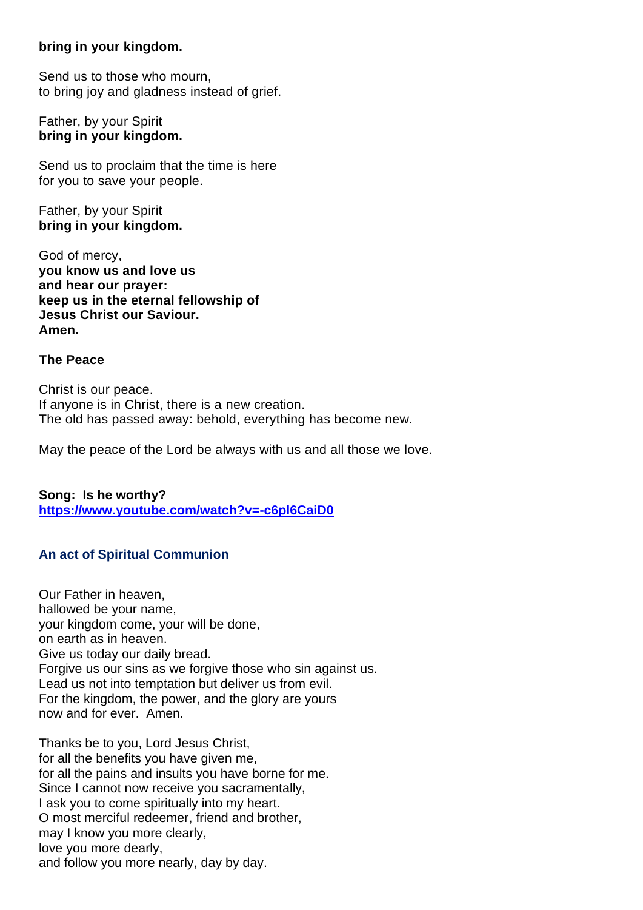**bring in your kingdom.**

Send us to those who mourn,
to bring joy and gladness instead of grief.

Father, by your Spirit
**bring in your kingdom.**

Send us to proclaim that the time is here
for you to save your people.

Father, by your Spirit
**bring in your kingdom.**

God of mercy,
**you know us and love us**
**and hear our prayer:**
**keep us in the eternal fellowship of**
**Jesus Christ our Saviour.**
**Amen.**

**The Peace**

Christ is our peace.
If anyone is in Christ, there is a new creation.
The old has passed away: behold, everything has become new.

May the peace of the Lord be always with us and all those we love.

**Song: Is he worthy?**
**https://www.youtube.com/watch?v=-c6pl6CaiD0**

### An act of Spiritual Communion

Our Father in heaven,
hallowed be your name,
your kingdom come, your will be done,
on earth as in heaven.
Give us today our daily bread.
Forgive us our sins as we forgive those who sin against us.
Lead us not into temptation but deliver us from evil.
For the kingdom, the power, and the glory are yours
now and for ever. Amen.

Thanks be to you, Lord Jesus Christ,
for all the benefits you have given me,
for all the pains and insults you have borne for me.
Since I cannot now receive you sacramentally,
I ask you to come spiritually into my heart.
O most merciful redeemer, friend and brother,
may I know you more clearly,
love you more dearly,
and follow you more nearly, day by day.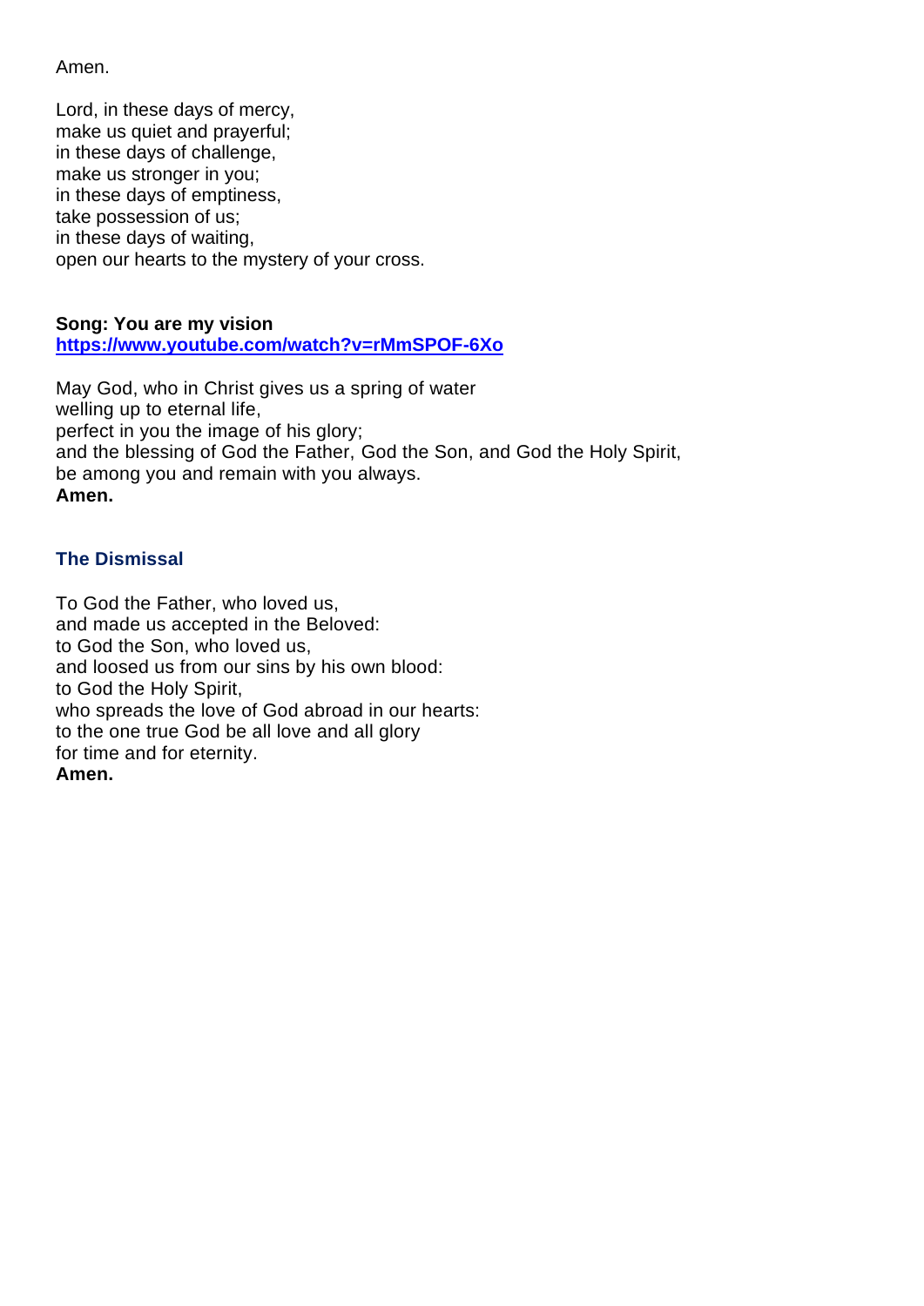Amen.

Lord, in these days of mercy,  
make us quiet and prayerful;  
in these days of challenge,  
make us stronger in you;  
in these days of emptiness,  
take possession of us;  
in these days of waiting,  
open our hearts to the mystery of your cross.

**Song: You are my vision**  
**[https://www.youtube.com/watch?v=rMmSPOF-6Xo](https://www.youtube.com/watch?v=rMmSPOF-6Xo)**

May God, who in Christ gives us a spring of water  
welling up to eternal life,  
perfect in you the image of his glory;  
and the blessing of God the Father, God the Son, and God the Holy Spirit,  
be among you and remain with you always.  
**Amen.**

### The Dismissal

To God the Father, who loved us,  
and made us accepted in the Beloved:  
to God the Son, who loved us,  
and loosed us from our sins by his own blood:  
to God the Holy Spirit,  
who spreads the love of God abroad in our hearts:  
to the one true God be all love and all glory  
for time and for eternity.  
**Amen.**